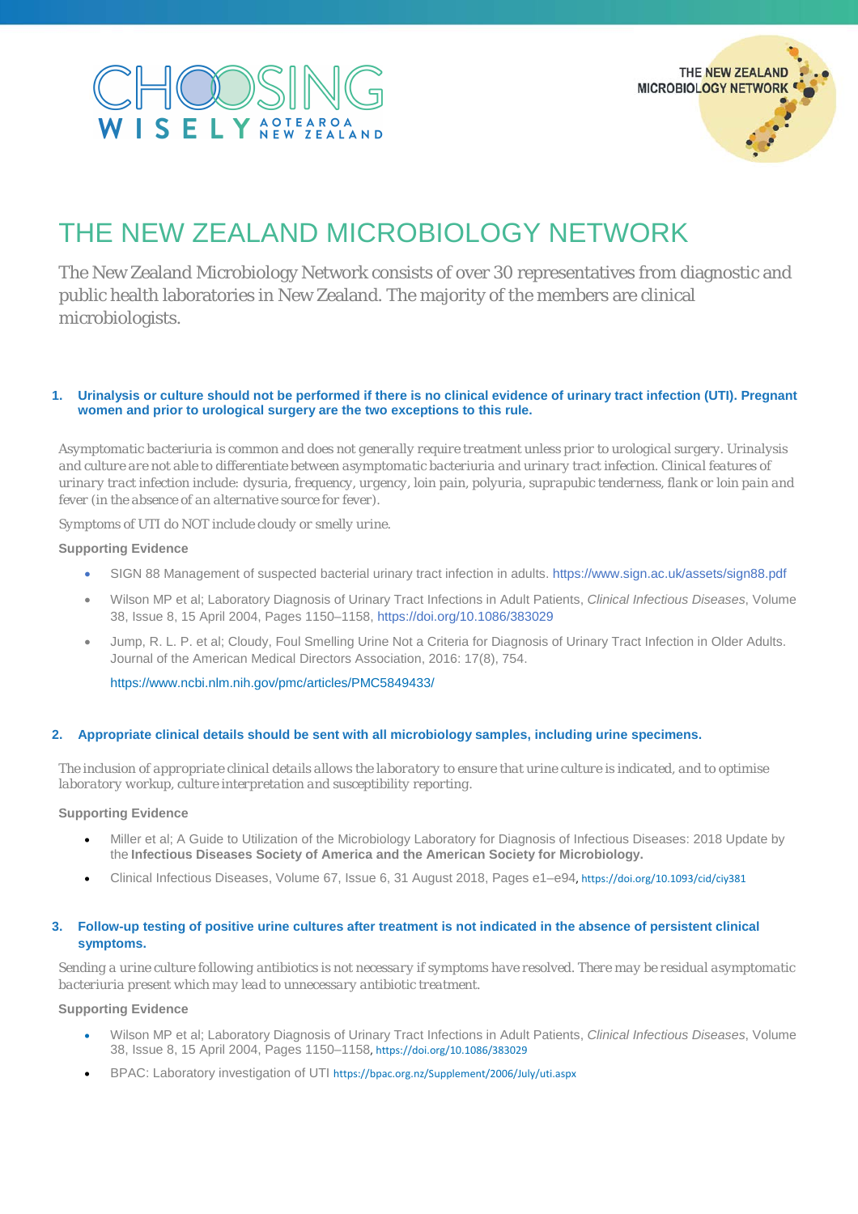# THE NEW ZEALAND MICROBIOLOGY NETWORK

The New Zealand Microbiology Network consists of over 30 representatives from diagnostic and public health laboratories in New Zealand. The majority of the members are clinical microbiologists.

### 1. Urinalysis or culture should not be performed if there is no clinical evidence of urinary tract infection (UTI). Pregnant women and prior to urological surgery are the two exceptions to this rule.

Asymptomatic bacteriuria is common and does not generally require treatment unless prior to urological surgery. Urinalysis and culture are not able to differentiate between asymptomatic bacteriuria and urinary tract infection. Clinical features of urinary tract infection include: dysuria, frequency, urgency, loin pain, polyuria, suprapubic tenderness, flank or loin pain and fever (in the absence of an alternative source for fever).

Symptoms of UTI do NOT include cloudy or smelly urine.

**Supporting Evidence**

- SIGN 88 Management of suspected bacterial urinary tract infection in adults. https://www.sign.ac.uk/assets/sign88.pdf
- Wilson MP et al; Laboratory Diagnosis of Urinary Tract Infections in Adult Patients, *Clinical Infectious Diseases*, Volume 38, Issue 8, 15 April 2004, Pages 1150–1158, https://doi.org/10.1086/383029
- Jump, R. L. P. et al; Cloudy, Foul Smelling Urine Not a Criteria for Diagnosis of Urinary Tract Infection in Older Adults. Journal of the American Medical Directors Association, 2016: 17(8), 754.

  https://www.ncbi.nlm.nih.gov/pmc/articles/PMC5849433/

### 2. Appropriate clinical details should be sent with all microbiology samples, including urine specimens.

The inclusion of appropriate clinical details allows the laboratory to ensure that urine culture is indicated, and to optimise laboratory workup, culture interpretation and susceptibility reporting.

**Supporting Evidence**

- Miller et al; A Guide to Utilization of the Microbiology Laboratory for Diagnosis of Infectious Diseases: 2018 Update by the **Infectious Diseases Society of America and the American Society for Microbiology.**
- Clinical Infectious Diseases, Volume 67, Issue 6, 31 August 2018, Pages e1–e94, https://doi.org/10.1093/cid/ciy381

### 3. Follow-up testing of positive urine cultures after treatment is not indicated in the absence of persistent clinical symptoms.

Sending a urine culture following antibiotics is not necessary if symptoms have resolved. There may be residual asymptomatic bacteriuria present which may lead to unnecessary antibiotic treatment.

**Supporting Evidence**

- Wilson MP et al; Laboratory Diagnosis of Urinary Tract Infections in Adult Patients, *Clinical Infectious Diseases*, Volume 38, Issue 8, 15 April 2004, Pages 1150–1158, https://doi.org/10.1086/383029
- BPAC: Laboratory investigation of UTI https://bpac.org.nz/Supplement/2006/July/uti.aspx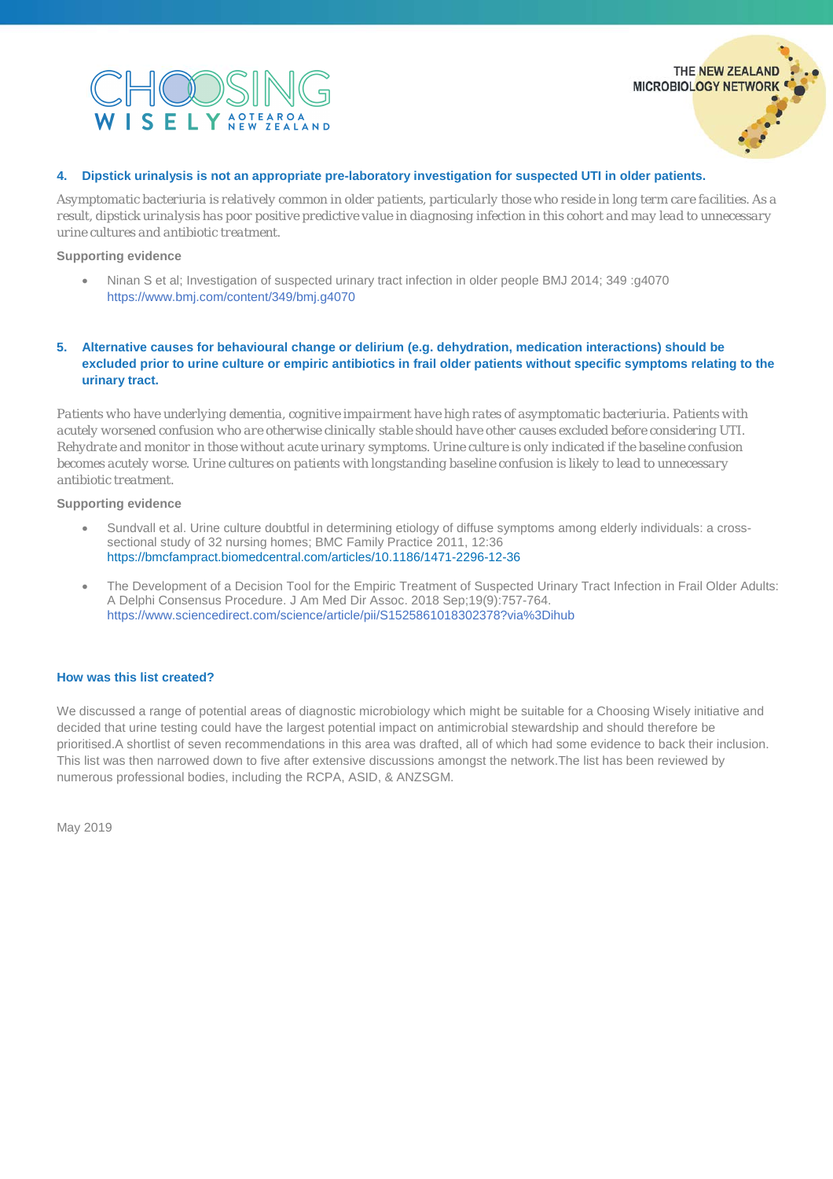### 4. Dipstick urinalysis is not an appropriate pre-laboratory investigation for suspected UTI in older patients.

Asymptomatic bacteriuria is relatively common in older patients, particularly those who reside in long term care facilities. As a result, dipstick urinalysis has poor positive predictive value in diagnosing infection in this cohort and may lead to unnecessary urine cultures and antibiotic treatment.

**Supporting evidence**

- Ninan S et al; Investigation of suspected urinary tract infection in older people BMJ 2014; 349 :g4070 https://www.bmj.com/content/349/bmj.g4070

### 5. Alternative causes for behavioural change or delirium (e.g. dehydration, medication interactions) should be excluded prior to urine culture or empiric antibiotics in frail older patients without specific symptoms relating to the urinary tract.

Patients who have underlying dementia, cognitive impairment have high rates of asymptomatic bacteriuria. Patients with acutely worsened confusion who are otherwise clinically stable should have other causes excluded before considering UTI. Rehydrate and monitor in those without acute urinary symptoms. Urine culture is only indicated if the baseline confusion becomes acutely worse. Urine cultures on patients with longstanding baseline confusion is likely to lead to unnecessary antibiotic treatment.

**Supporting evidence**

- Sundvall et al. Urine culture doubtful in determining etiology of diffuse symptoms among elderly individuals: a cross-sectional study of 32 nursing homes; BMC Family Practice 2011, 12:36 https://bmcfampract.biomedcentral.com/articles/10.1186/1471-2296-12-36
- The Development of a Decision Tool for the Empiric Treatment of Suspected Urinary Tract Infection in Frail Older Adults: A Delphi Consensus Procedure. J Am Med Dir Assoc. 2018 Sep;19(9):757-764. https://www.sciencedirect.com/science/article/pii/S1525861018302378?via%3Dihub

### How was this list created?

We discussed a range of potential areas of diagnostic microbiology which might be suitable for a Choosing Wisely initiative and decided that urine testing could have the largest potential impact on antimicrobial stewardship and should therefore be prioritised.A shortlist of seven recommendations in this area was drafted, all of which had some evidence to back their inclusion. This list was then narrowed down to five after extensive discussions amongst the network.The list has been reviewed by numerous professional bodies, including the RCPA, ASID, & ANZSGM.

May 2019